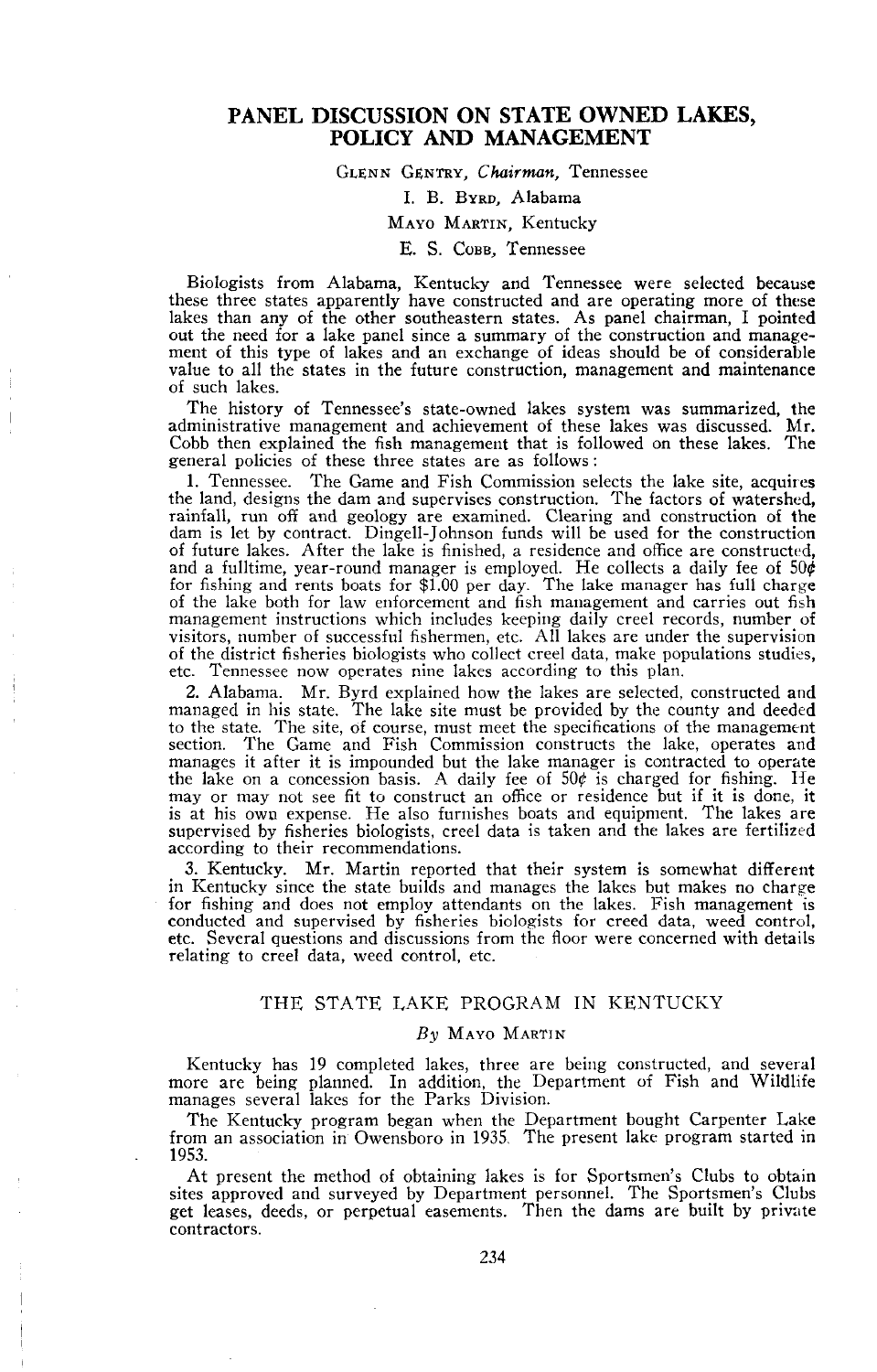# PANEL DISCUSSION ON STATE OWNED LAKES, POLICY AND MANAGEMENT

GLENN GENTRY, *Chairman*, Tennessee

I. B. BYRD, Alabama

MAYO MARTIN, Kentucky

E. S. COBB, Tennessee

Biologists from Alabama, Kentucky and Tennessee were selected because these three states apparently have constructed and are operating more of these lakes than any of the other southeastern states. As panel chairman, I pointed out the need for a lake panel since a summary of the construction and management of this type of lakes and an exchange of ideas should be of considerable value to all the states in the future construction, management and maintenance of such lakes.

The history of Tennessee's state-owned lakes system was summarized, the administrative management and achievement of these lakes was discussed. Mr. Cobb then explained the fish management that is followed on these lakes. The general policies of these three states are as follows:

1. Tennessee. The Game and Fish Commission selects the lake site, acquires the land, designs the dam and supervises construction. The factors of watershed, rainfall, run off and geology are examined. Clearing and construction of the dam is let by contract. Dingell-Johnson funds will be used for the construction of future lakes. After the lake is finished, a residence and office are constructed, and a fulltime, year-round manager is employed. He collects a daily fee of 50¢ for fishing and rents boats for $1.00 per day. The lake manager has full charge of the lake both for law enforcement and fish management and carries out fish management instructions which includes keeping daily creel records, number of visitors, number of successful fishermen, etc. All lakes are under the supervision of the district fisheries biologists who collect creel data, make populations studies, etc. Tennessee now operates nine lakes according to this plan.

2. Alabama. Mr. Byrd explained how the lakes are selected, constructed and managed in his state. The lake site must be provided by the county and deeded to the state. The site, of course, must meet the specifications of the management section. The Game and Fish Commission constructs the lake, operates and manages it after it is impounded but the lake manager is contracted to operate the lake on a concession basis. A daily fee of 50¢ is charged for fishing. He may or may not see fit to construct an office or residence but if it is done, it is at his own expense. He also furnishes boats and equipment. The lakes are supervised by fisheries biologists, creel data is taken and the lakes are fertilized according to their recommendations.

3. Kentucky. Mr. Martin reported that their system is somewhat different in Kentucky since the state builds and manages the lakes but makes no charge for fishing and does not employ attendants on the lakes. Fish management is conducted and supervised by fisheries biologists for creed data, weed control, etc. Several questions and discussions from the floor were concerned with details relating to creel data, weed control, etc.

## THE STATE LAKE PROGRAM IN KENTUCKY

*By* MAYO MARTIN

Kentucky has 19 completed lakes, three are being constructed, and several more are being planned. In addition, the Department of Fish and Wildlife manages several lakes for the Parks Division.

The Kentucky program began when the Department bought Carpenter Lake from an association in Owensboro in 1935. The present lake program started in 1953.

At present the method of obtaining lakes is for Sportsmen's Clubs to obtain sites approved and surveyed by Department personnel. The Sportsmen's Clubs get leases, deeds, or perpetual easements. Then the dams are built by private contractors.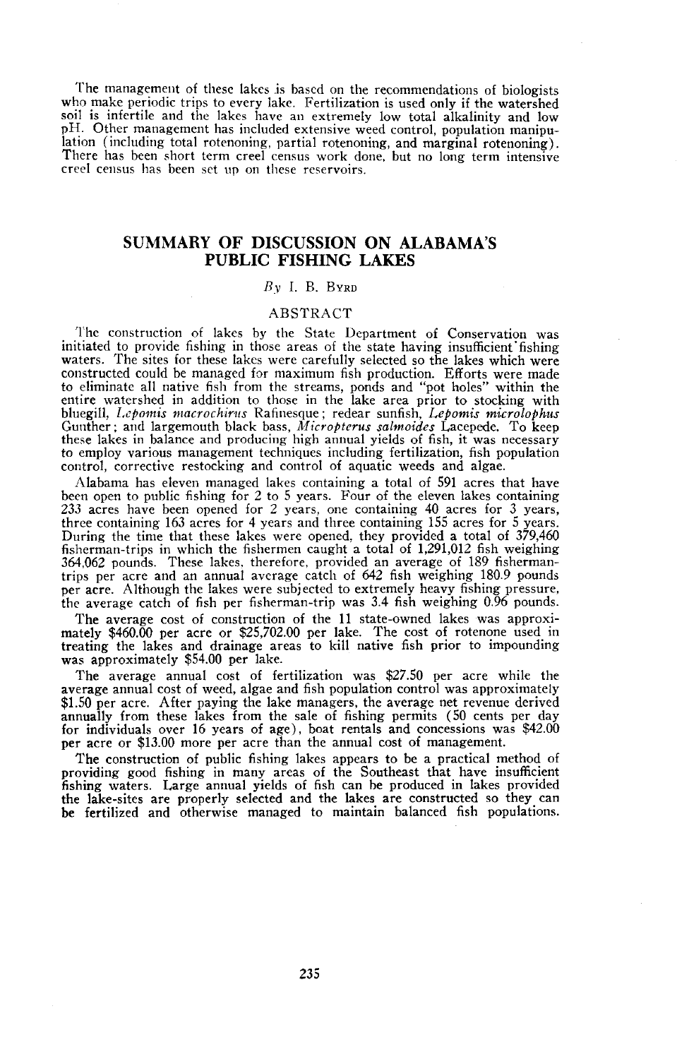The management of these lakes is based on the recommendations of biologists who make periodic trips to every lake. Fertilization is used only if the watershed soil is infertile and the lakes have an extremely low total alkalinity and low pH. Other management has included extensive weed control, population manipulation (including total rotenoning, partial rotenoning, and marginal rotenoning). There has been short term creel census work done, but no long term intensive creel census has been set up on these reservoirs.

## SUMMARY OF DISCUSSION ON ALABAMA'S PUBLIC FISHING LAKES

*By* I. B. Byrd

### ABSTRACT

The construction of lakes by the State Department of Conservation was initiated to provide fishing in those areas of the state having insufficient fishing waters. The sites for these lakes were carefully selected so the lakes which were constructed could be managed for maximum fish production. Efforts were made to eliminate all native fish from the streams, ponds and "pot holes" within the entire watershed in addition to those in the lake area prior to stocking with bluegill, *Lepomis macrochirus* Rafinesque; redear sunfish, *Lepomis microlophus* Gunther; and largemouth black bass, *Micropterus salmoides* Lacepede. To keep these lakes in balance and producing high annual yields of fish, it was necessary to employ various management techniques including fertilization, fish population control, corrective restocking and control of aquatic weeds and algae.

Alabama has eleven managed lakes containing a total of 591 acres that have been open to public fishing for 2 to 5 years. Four of the eleven lakes containing 233 acres have been opened for 2 years, one containing 40 acres for 3 years, three containing 163 acres for 4 years and three containing 155 acres for 5 years. During the time that these lakes were opened, they provided a total of 379,460 fisherman-trips in which the fishermen caught a total of 1,291,012 fish weighing 364,062 pounds. These lakes, therefore, provided an average of 189 fisherman-trips per acre and an annual average catch of 642 fish weighing 180.9 pounds per acre. Although the lakes were subjected to extremely heavy fishing pressure, the average catch of fish per fisherman-trip was 3.4 fish weighing 0.96 pounds.

The average cost of construction of the 11 state-owned lakes was approximately $460.00 per acre or $25,702.00 per lake. The cost of rotenone used in treating the lakes and drainage areas to kill native fish prior to impounding was approximately $54.00 per lake.

The average annual cost of fertilization was $27.50 per acre while the average annual cost of weed, algae and fish population control was approximately $1.50 per acre. After paying the lake managers, the average net revenue derived annually from these lakes from the sale of fishing permits (50 cents per day for individuals over 16 years of age), boat rentals and concessions was $42.00 per acre or $13.00 more per acre than the annual cost of management.

The construction of public fishing lakes appears to be a practical method of providing good fishing in many areas of the Southeast that have insufficient fishing waters. Large annual yields of fish can be produced in lakes provided the lake-sites are properly selected and the lakes are constructed so they can be fertilized and otherwise managed to maintain balanced fish populations.